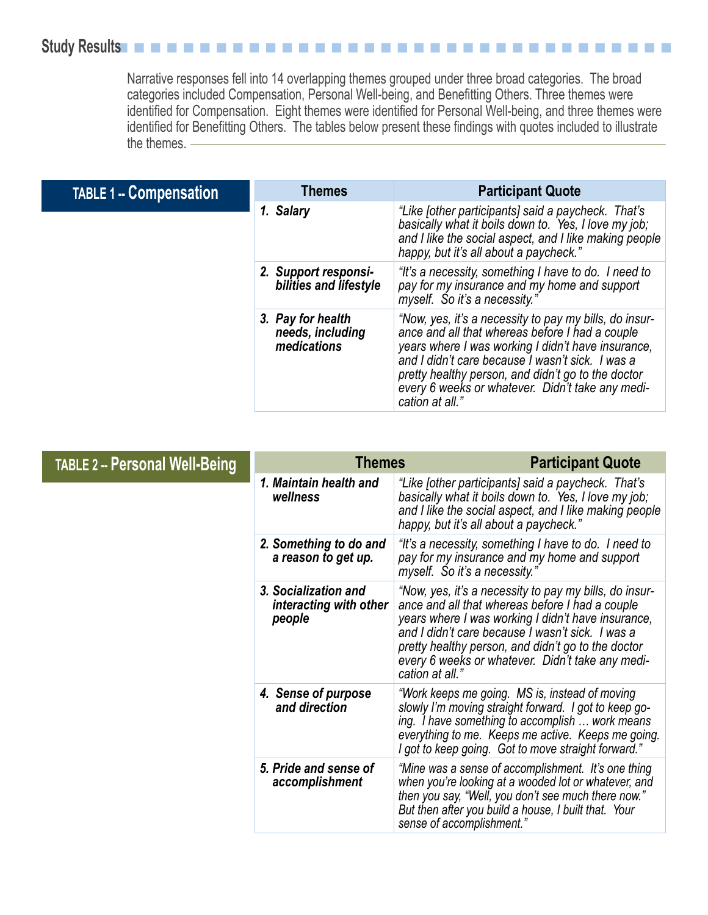## Study Results

Narrative responses fell into 14 overlapping themes grouped under three broad categories. The broad categories included Compensation, Personal Well-being, and Benefitting Others. Three themes were identified for Compensation. Eight themes were identified for Personal Well-being, and three themes were identified for Benefitting Others. The tables below present these findings with quotes included to illustrate the themes.

### TABLE 1 -- Compensation

| Themes | Participant Quote |
|---|---|
| ***1. Salary*** | *"Like [other participants] said a paycheck. That's basically what it boils down to. Yes, I love my job; and I like the social aspect, and I like making people happy, but it's all about a paycheck."* |
| ***2. Support responsibilities and lifestyle*** | *"It's a necessity, something I have to do. I need to pay for my insurance and my home and support myself. So it's a necessity."* |
| ***3. Pay for health needs, including medications*** | *"Now, yes, it's a necessity to pay my bills, do insurance and all that whereas before I had a couple years where I was working I didn't have insurance, and I didn't care because I wasn't sick. I was a pretty healthy person, and didn't go to the doctor every 6 weeks or whatever. Didn't take any medication at all."* |

### TABLE 2 -- Personal Well-Being

| Themes | Participant Quote |
|---|---|
| ***1. Maintain health and wellness*** | *"Like [other participants] said a paycheck. That's basically what it boils down to. Yes, I love my job; and I like the social aspect, and I like making people happy, but it's all about a paycheck."* |
| ***2. Something to do and a reason to get up.*** | *"It's a necessity, something I have to do. I need to pay for my insurance and my home and support myself. So it's a necessity."* |
| ***3. Socialization and interacting with other people*** | *"Now, yes, it's a necessity to pay my bills, do insurance and all that whereas before I had a couple years where I was working I didn't have insurance, and I didn't care because I wasn't sick. I was a pretty healthy person, and didn't go to the doctor every 6 weeks or whatever. Didn't take any medication at all."* |
| ***4. Sense of purpose and direction*** | *"Work keeps me going. MS is, instead of moving slowly I'm moving straight forward. I got to keep going. I have something to accomplish … work means everything to me. Keeps me active. Keeps me going. I got to keep going. Got to move straight forward."* |
| ***5. Pride and sense of accomplishment*** | *"Mine was a sense of accomplishment. It's one thing when you're looking at a wooded lot or whatever, and then you say, "Well, you don't see much there now." But then after you build a house, I built that. Your sense of accomplishment."* |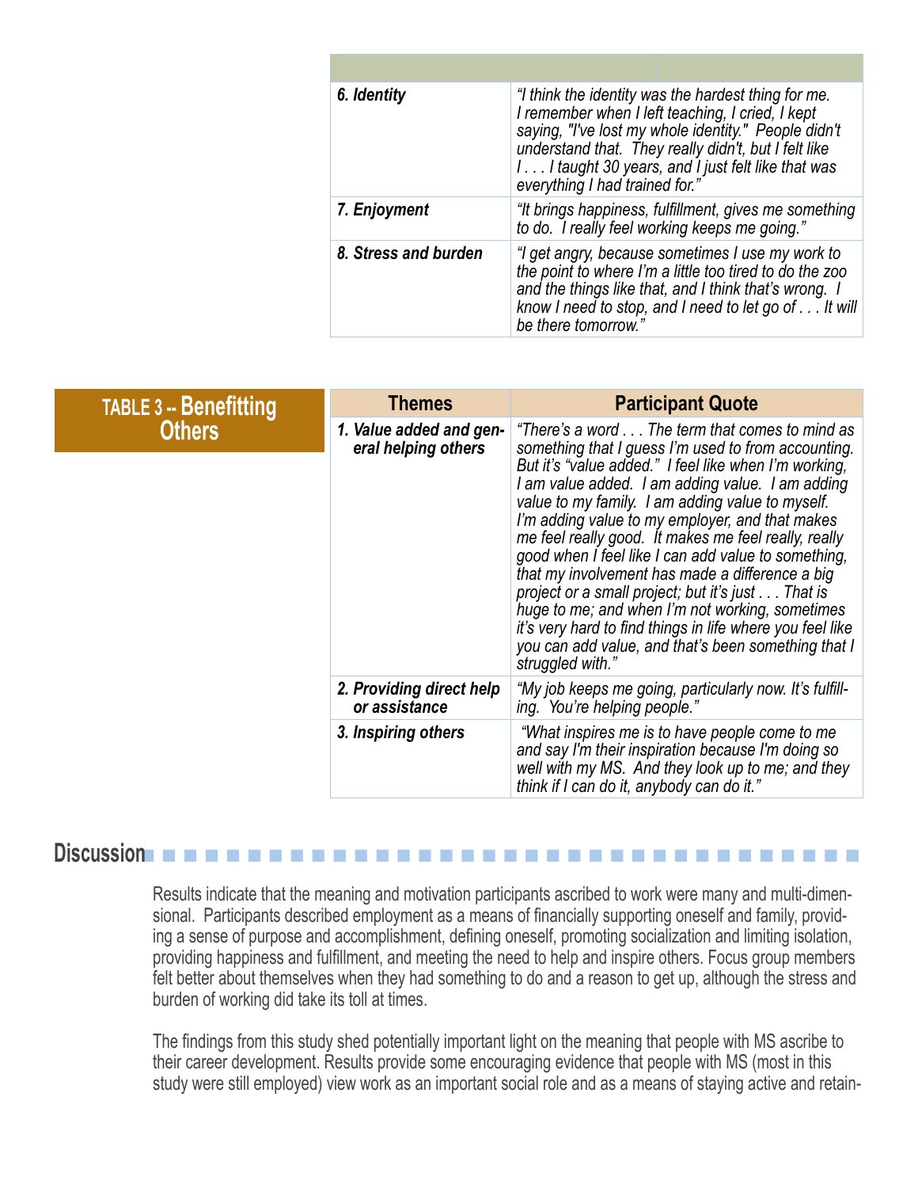| | |
|---|---|
| ***6. Identity*** | *"I think the identity was the hardest thing for me. I remember when I left teaching, I cried, I kept saying, "I've lost my whole identity." People didn't understand that. They really didn't, but I felt like I . . . I taught 30 years, and I just felt like that was everything I had trained for."* |
| ***7. Enjoyment*** | *"It brings happiness, fulfillment, gives me something to do. I really feel working keeps me going."* |
| ***8. Stress and burden*** | *"I get angry, because sometimes I use my work to the point to where I'm a little too tired to do the zoo and the things like that, and I think that's wrong. I know I need to stop, and I need to let go of . . . It will be there tomorrow."* |

**TABLE 3 -- Benefitting Others**

| Themes | Participant Quote |
|---|---|
| ***1. Value added and general helping others*** | *"There's a word . . . The term that comes to mind as something that I guess I'm used to from accounting. But it's "value added." I feel like when I'm working, I am value added. I am adding value. I am adding value to my family. I am adding value to myself. I'm adding value to my employer, and that makes me feel really good. It makes me feel really, really good when I feel like I can add value to something, that my involvement has made a difference a big project or a small project; but it's just . . . That is huge to me; and when I'm not working, sometimes it's very hard to find things in life where you feel like you can add value, and that's been something that I struggled with."* |
| ***2. Providing direct help or assistance*** | *"My job keeps me going, particularly now. It's fulfilling. You're helping people."* |
| ***3. Inspiring others*** | *"What inspires me is to have people come to me and say I'm their inspiration because I'm doing so well with my MS. And they look up to me; and they think if I can do it, anybody can do it."* |

## Discussion

Results indicate that the meaning and motivation participants ascribed to work were many and multi-dimensional. Participants described employment as a means of financially supporting oneself and family, providing a sense of purpose and accomplishment, defining oneself, promoting socialization and limiting isolation, providing happiness and fulfillment, and meeting the need to help and inspire others. Focus group members felt better about themselves when they had something to do and a reason to get up, although the stress and burden of working did take its toll at times.

The findings from this study shed potentially important light on the meaning that people with MS ascribe to their career development. Results provide some encouraging evidence that people with MS (most in this study were still employed) view work as an important social role and as a means of staying active and retain-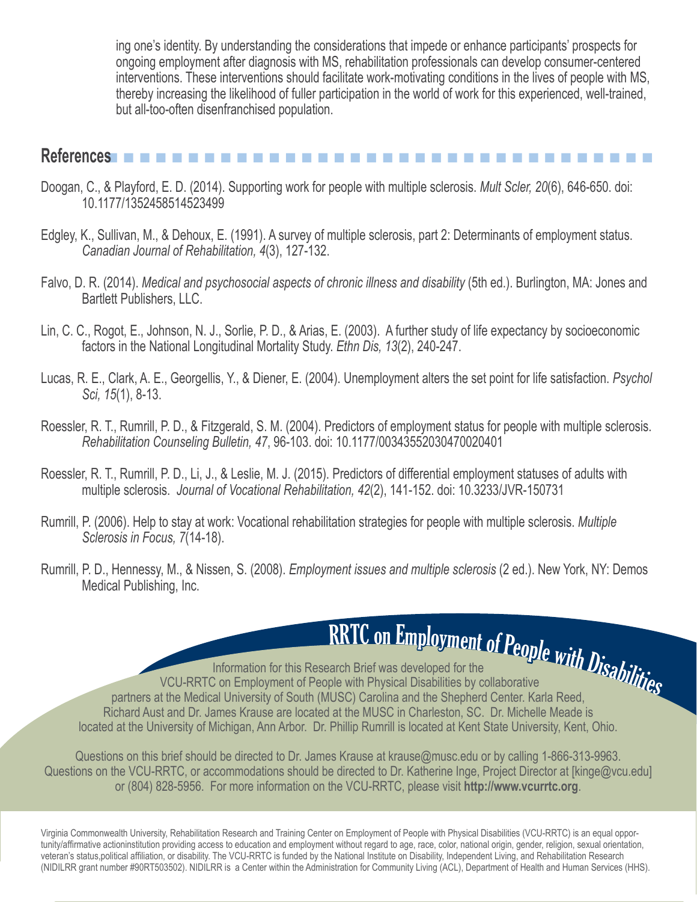ing one's identity. By understanding the considerations that impede or enhance participants' prospects for ongoing employment after diagnosis with MS, rehabilitation professionals can develop consumer-centered interventions. These interventions should facilitate work-motivating conditions in the lives of people with MS, thereby increasing the likelihood of fuller participation in the world of work for this experienced, well-trained, but all-too-often disenfranchised population.

## References

Doogan, C., & Playford, E. D. (2014). Supporting work for people with multiple sclerosis. *Mult Scler, 20*(6), 646-650. doi: 10.1177/1352458514523499

Edgley, K., Sullivan, M., & Dehoux, E. (1991). A survey of multiple sclerosis, part 2: Determinants of employment status. *Canadian Journal of Rehabilitation, 4*(3), 127-132.

Falvo, D. R. (2014). *Medical and psychosocial aspects of chronic illness and disability* (5th ed.). Burlington, MA: Jones and Bartlett Publishers, LLC.

Lin, C. C., Rogot, E., Johnson, N. J., Sorlie, P. D., & Arias, E. (2003). A further study of life expectancy by socioeconomic factors in the National Longitudinal Mortality Study. *Ethn Dis, 13*(2), 240-247.

Lucas, R. E., Clark, A. E., Georgellis, Y., & Diener, E. (2004). Unemployment alters the set point for life satisfaction. *Psychol Sci, 15*(1), 8-13.

Roessler, R. T., Rumrill, P. D., & Fitzgerald, S. M. (2004). Predictors of employment status for people with multiple sclerosis. *Rehabilitation Counseling Bulletin, 47*, 96-103. doi: 10.1177/00343552030470020401

Roessler, R. T., Rumrill, P. D., Li, J., & Leslie, M. J. (2015). Predictors of differential employment statuses of adults with multiple sclerosis. *Journal of Vocational Rehabilitation, 42*(2), 141-152. doi: 10.3233/JVR-150731

Rumrill, P. (2006). Help to stay at work: Vocational rehabilitation strategies for people with multiple sclerosis. *Multiple Sclerosis in Focus, 7*(14-18).

Rumrill, P. D., Hennessy, M., & Nissen, S. (2008). *Employment issues and multiple sclerosis* (2 ed.). New York, NY: Demos Medical Publishing, Inc.

**RRTC on Employment of People with Disabilities**

Information for this Research Brief was developed for the VCU-RRTC on Employment of People with Physical Disabilities by collaborative partners at the Medical University of South (MUSC) Carolina and the Shepherd Center. Karla Reed, Richard Aust and Dr. James Krause are located at the MUSC in Charleston, SC. Dr. Michelle Meade is located at the University of Michigan, Ann Arbor. Dr. Phillip Rumrill is located at Kent State University, Kent, Ohio.

Questions on this brief should be directed to Dr. James Krause at krause@musc.edu or by calling 1-866-313-9963. Questions on the VCU-RRTC, or accommodations should be directed to Dr. Katherine Inge, Project Director at [kinge@vcu.edu] or (804) 828-5956. For more information on the VCU-RRTC, please visit **http://www.vcurrtc.org**.

Virginia Commonwealth University, Rehabilitation Research and Training Center on Employment of People with Physical Disabilities (VCU-RRTC) is an equal opportunity/affirmative actioninstitution providing access to education and employment without regard to age, race, color, national origin, gender, religion, sexual orientation, veteran's status,political affiliation, or disability. The VCU-RRTC is funded by the National Institute on Disability, Independent Living, and Rehabilitation Research (NIDILRR grant number #90RT503502). NIDILRR is a Center within the Administration for Community Living (ACL), Department of Health and Human Services (HHS).